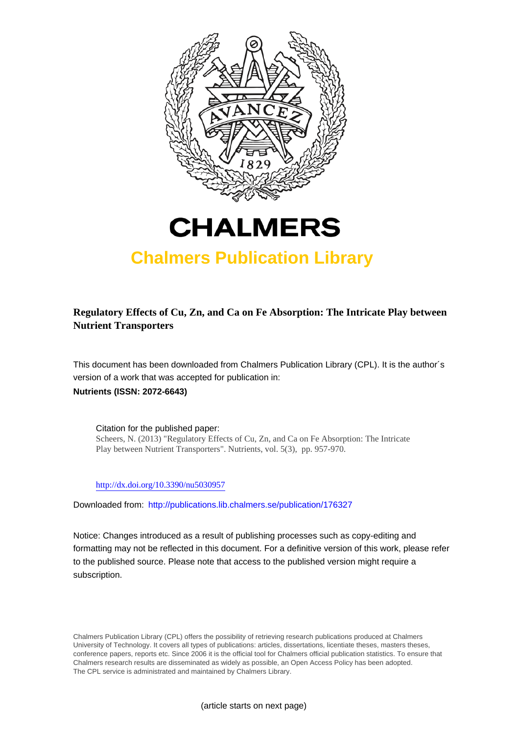# CHALMERS

## Chalmers Publication Library

**Regulatory Effects of Cu, Zn, and Ca on Fe Absorption: The Intricate Play between Nutrient Transporters**

This document has been downloaded from Chalmers Publication Library (CPL). It is the author´s version of a work that was accepted for publication in:

**Nutrients (ISSN: 2072-6643)**

Citation for the published paper:
Scheers, N. (2013) "Regulatory Effects of Cu, Zn, and Ca on Fe Absorption: The Intricate Play between Nutrient Transporters". Nutrients, vol. 5(3), pp. 957-970.

http://dx.doi.org/10.3390/nu5030957

Downloaded from: http://publications.lib.chalmers.se/publication/176327

Notice: Changes introduced as a result of publishing processes such as copy-editing and formatting may not be reflected in this document. For a definitive version of this work, please refer to the published source. Please note that access to the published version might require a subscription.

Chalmers Publication Library (CPL) offers the possibility of retrieving research publications produced at Chalmers University of Technology. It covers all types of publications: articles, dissertations, licentiate theses, masters theses, conference papers, reports etc. Since 2006 it is the official tool for Chalmers official publication statistics. To ensure that Chalmers research results are disseminated as widely as possible, an Open Access Policy has been adopted. The CPL service is administrated and maintained by Chalmers Library.

(article starts on next page)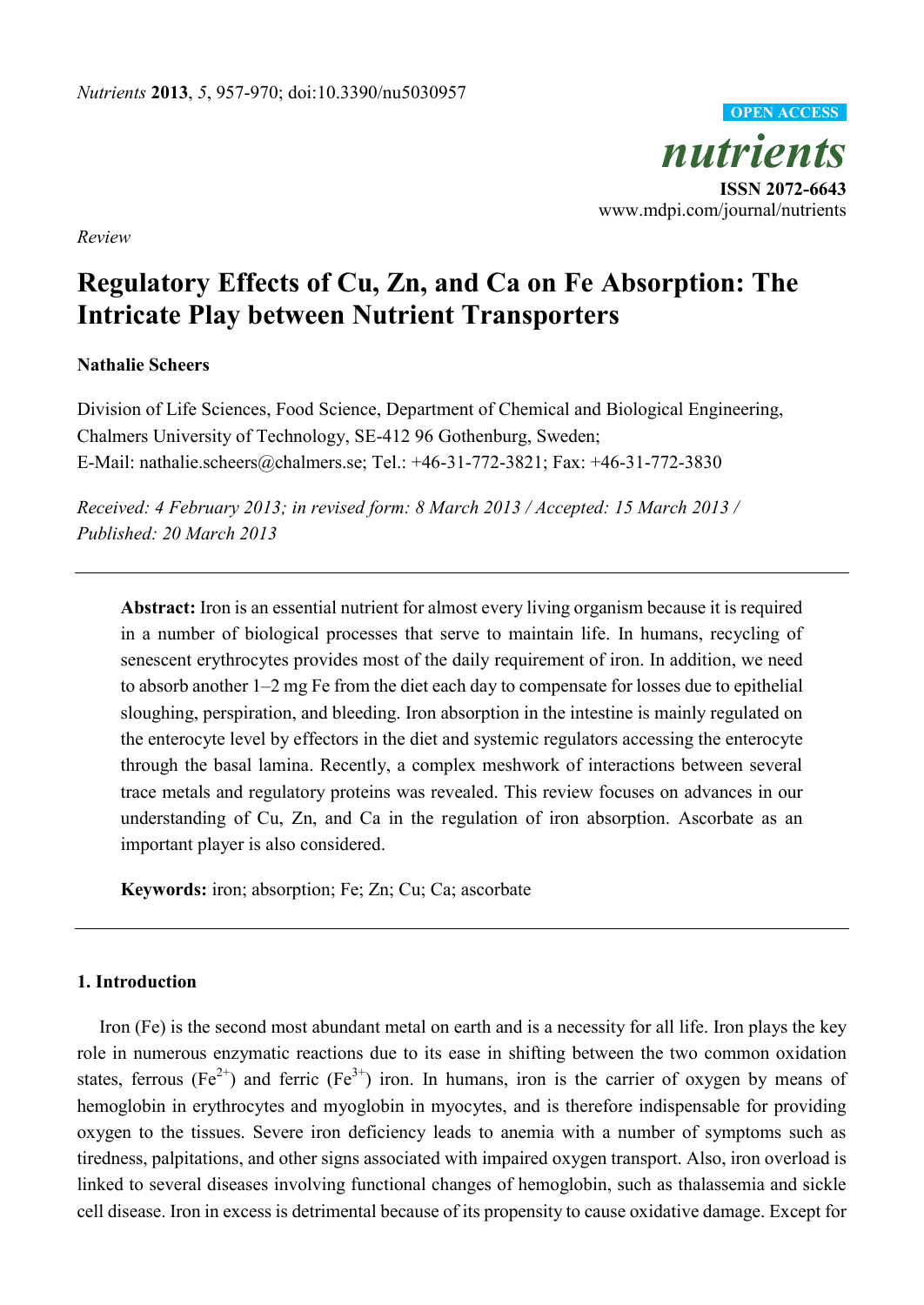Nutrients **2013**, *5*, 957-970; doi:10.3390/nu5030957

OPEN ACCESS

*nutrients*

**ISSN 2072-6643**

www.mdpi.com/journal/nutrients

*Review*

# Regulatory Effects of Cu, Zn, and Ca on Fe Absorption: The Intricate Play between Nutrient Transporters

**Nathalie Scheers**

Division of Life Sciences, Food Science, Department of Chemical and Biological Engineering, Chalmers University of Technology, SE-412 96 Gothenburg, Sweden;
E-Mail: nathalie.scheers@chalmers.se; Tel.: +46-31-772-3821; Fax: +46-31-772-3830

*Received: 4 February 2013; in revised form: 8 March 2013 / Accepted: 15 March 2013 / Published: 20 March 2013*

**Abstract:** Iron is an essential nutrient for almost every living organism because it is required in a number of biological processes that serve to maintain life. In humans, recycling of senescent erythrocytes provides most of the daily requirement of iron. In addition, we need to absorb another 1–2 mg Fe from the diet each day to compensate for losses due to epithelial sloughing, perspiration, and bleeding. Iron absorption in the intestine is mainly regulated on the enterocyte level by effectors in the diet and systemic regulators accessing the enterocyte through the basal lamina. Recently, a complex meshwork of interactions between several trace metals and regulatory proteins was revealed. This review focuses on advances in our understanding of Cu, Zn, and Ca in the regulation of iron absorption. Ascorbate as an important player is also considered.

**Keywords:** iron; absorption; Fe; Zn; Cu; Ca; ascorbate

## 1. Introduction

Iron (Fe) is the second most abundant metal on earth and is a necessity for all life. Iron plays the key role in numerous enzymatic reactions due to its ease in shifting between the two common oxidation states, ferrous ($Fe^{2+}$) and ferric ($Fe^{3+}$) iron. In humans, iron is the carrier of oxygen by means of hemoglobin in erythrocytes and myoglobin in myocytes, and is therefore indispensable for providing oxygen to the tissues. Severe iron deficiency leads to anemia with a number of symptoms such as tiredness, palpitations, and other signs associated with impaired oxygen transport. Also, iron overload is linked to several diseases involving functional changes of hemoglobin, such as thalassemia and sickle cell disease. Iron in excess is detrimental because of its propensity to cause oxidative damage. Except for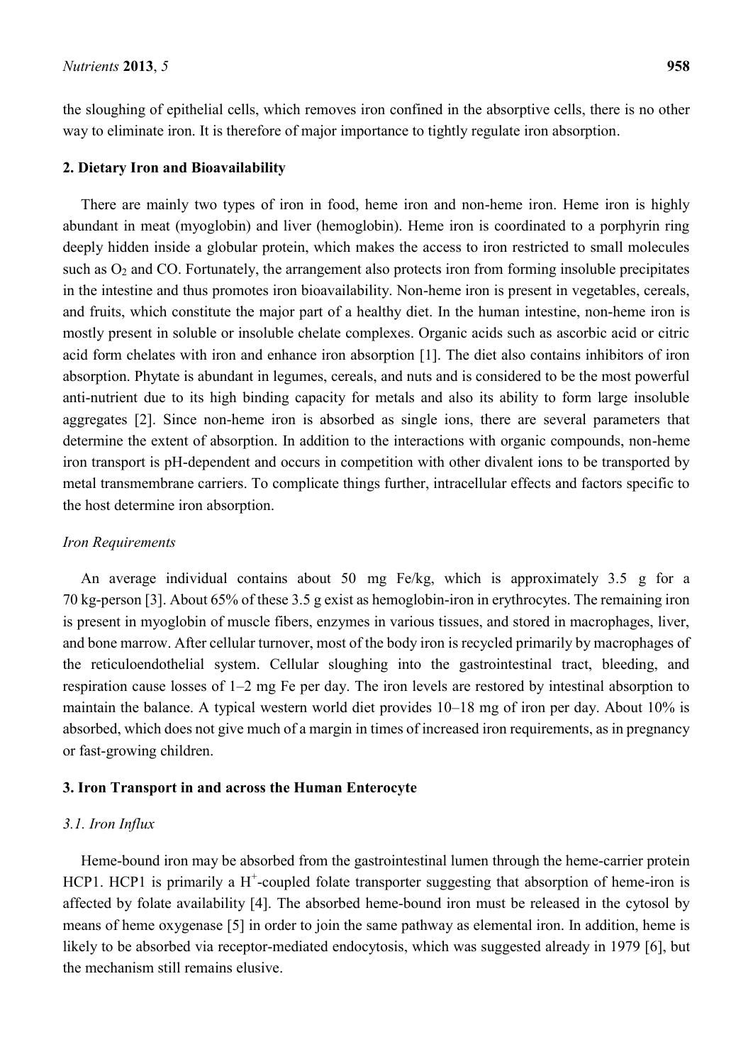the sloughing of epithelial cells, which removes iron confined in the absorptive cells, there is no other way to eliminate iron. It is therefore of major importance to tightly regulate iron absorption.

## 2. Dietary Iron and Bioavailability

There are mainly two types of iron in food, heme iron and non-heme iron. Heme iron is highly abundant in meat (myoglobin) and liver (hemoglobin). Heme iron is coordinated to a porphyrin ring deeply hidden inside a globular protein, which makes the access to iron restricted to small molecules such as $O_2$ and CO. Fortunately, the arrangement also protects iron from forming insoluble precipitates in the intestine and thus promotes iron bioavailability. Non-heme iron is present in vegetables, cereals, and fruits, which constitute the major part of a healthy diet. In the human intestine, non-heme iron is mostly present in soluble or insoluble chelate complexes. Organic acids such as ascorbic acid or citric acid form chelates with iron and enhance iron absorption [1]. The diet also contains inhibitors of iron absorption. Phytate is abundant in legumes, cereals, and nuts and is considered to be the most powerful anti-nutrient due to its high binding capacity for metals and also its ability to form large insoluble aggregates [2]. Since non-heme iron is absorbed as single ions, there are several parameters that determine the extent of absorption. In addition to the interactions with organic compounds, non-heme iron transport is pH-dependent and occurs in competition with other divalent ions to be transported by metal transmembrane carriers. To complicate things further, intracellular effects and factors specific to the host determine iron absorption.

### *Iron Requirements*

An average individual contains about 50 mg Fe/kg, which is approximately 3.5 g for a 70 kg-person [3]. About 65% of these 3.5 g exist as hemoglobin-iron in erythrocytes. The remaining iron is present in myoglobin of muscle fibers, enzymes in various tissues, and stored in macrophages, liver, and bone marrow. After cellular turnover, most of the body iron is recycled primarily by macrophages of the reticuloendothelial system. Cellular sloughing into the gastrointestinal tract, bleeding, and respiration cause losses of 1–2 mg Fe per day. The iron levels are restored by intestinal absorption to maintain the balance. A typical western world diet provides 10–18 mg of iron per day. About 10% is absorbed, which does not give much of a margin in times of increased iron requirements, as in pregnancy or fast-growing children.

## 3. Iron Transport in and across the Human Enterocyte

### *3.1. Iron Influx*

Heme-bound iron may be absorbed from the gastrointestinal lumen through the heme-carrier protein HCP1. HCP1 is primarily a $H^+$-coupled folate transporter suggesting that absorption of heme-iron is affected by folate availability [4]. The absorbed heme-bound iron must be released in the cytosol by means of heme oxygenase [5] in order to join the same pathway as elemental iron. In addition, heme is likely to be absorbed via receptor-mediated endocytosis, which was suggested already in 1979 [6], but the mechanism still remains elusive.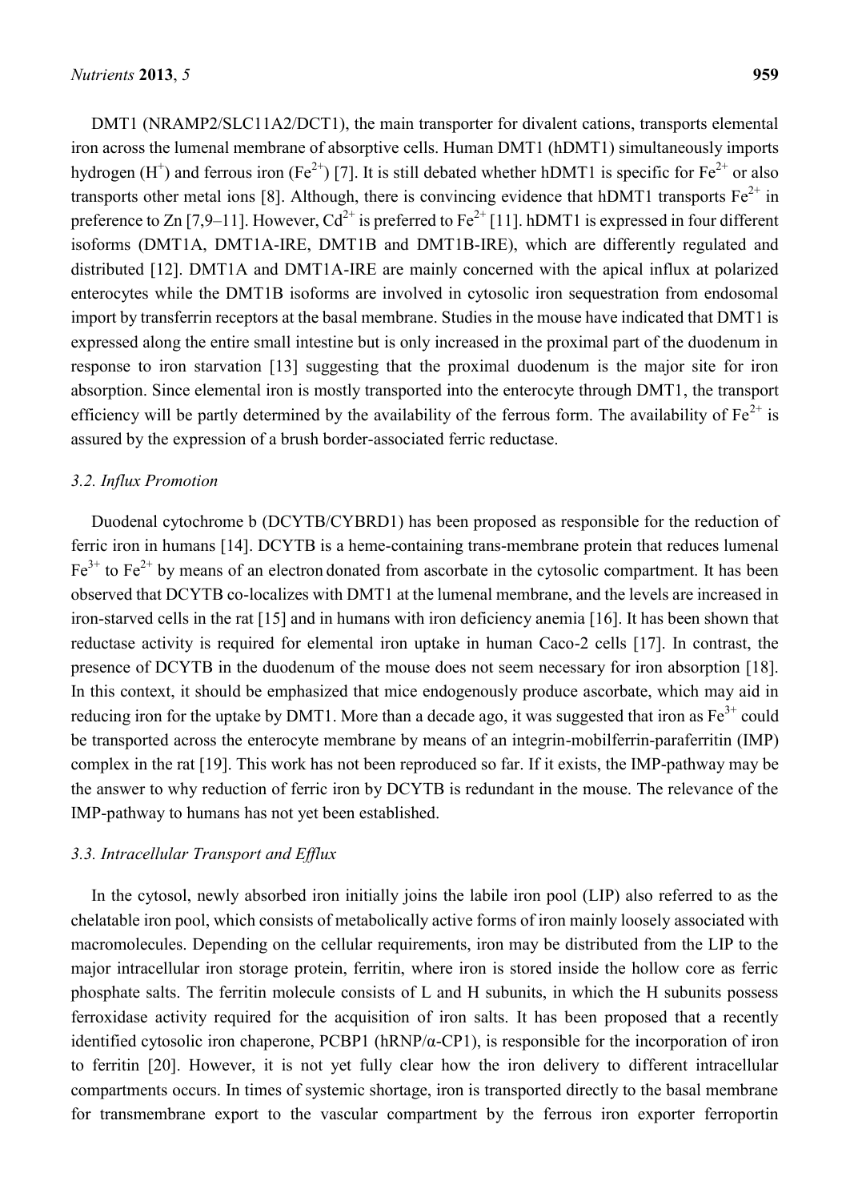DMT1 (NRAMP2/SLC11A2/DCT1), the main transporter for divalent cations, transports elemental iron across the lumenal membrane of absorptive cells. Human DMT1 (hDMT1) simultaneously imports hydrogen ($H^+$) and ferrous iron ($Fe^{2+}$) [7]. It is still debated whether hDMT1 is specific for $Fe^{2+}$ or also transports other metal ions [8]. Although, there is convincing evidence that hDMT1 transports $Fe^{2+}$ in preference to Zn [7,9–11]. However, $Cd^{2+}$ is preferred to $Fe^{2+}$ [11]. hDMT1 is expressed in four different isoforms (DMT1A, DMT1A-IRE, DMT1B and DMT1B-IRE), which are differently regulated and distributed [12]. DMT1A and DMT1A-IRE are mainly concerned with the apical influx at polarized enterocytes while the DMT1B isoforms are involved in cytosolic iron sequestration from endosomal import by transferrin receptors at the basal membrane. Studies in the mouse have indicated that DMT1 is expressed along the entire small intestine but is only increased in the proximal part of the duodenum in response to iron starvation [13] suggesting that the proximal duodenum is the major site for iron absorption. Since elemental iron is mostly transported into the enterocyte through DMT1, the transport efficiency will be partly determined by the availability of the ferrous form. The availability of $Fe^{2+}$ is assured by the expression of a brush border-associated ferric reductase.

### *3.2. Influx Promotion*

Duodenal cytochrome b (DCYTB/CYBRD1) has been proposed as responsible for the reduction of ferric iron in humans [14]. DCYTB is a heme-containing trans-membrane protein that reduces lumenal $Fe^{3+}$ to $Fe^{2+}$ by means of an electron donated from ascorbate in the cytosolic compartment. It has been observed that DCYTB co-localizes with DMT1 at the lumenal membrane, and the levels are increased in iron-starved cells in the rat [15] and in humans with iron deficiency anemia [16]. It has been shown that reductase activity is required for elemental iron uptake in human Caco-2 cells [17]. In contrast, the presence of DCYTB in the duodenum of the mouse does not seem necessary for iron absorption [18]. In this context, it should be emphasized that mice endogenously produce ascorbate, which may aid in reducing iron for the uptake by DMT1. More than a decade ago, it was suggested that iron as $Fe^{3+}$ could be transported across the enterocyte membrane by means of an integrin-mobilferrin-paraferritin (IMP) complex in the rat [19]. This work has not been reproduced so far. If it exists, the IMP-pathway may be the answer to why reduction of ferric iron by DCYTB is redundant in the mouse. The relevance of the IMP-pathway to humans has not yet been established.

### *3.3. Intracellular Transport and Efflux*

In the cytosol, newly absorbed iron initially joins the labile iron pool (LIP) also referred to as the chelatable iron pool, which consists of metabolically active forms of iron mainly loosely associated with macromolecules. Depending on the cellular requirements, iron may be distributed from the LIP to the major intracellular iron storage protein, ferritin, where iron is stored inside the hollow core as ferric phosphate salts. The ferritin molecule consists of L and H subunits, in which the H subunits possess ferroxidase activity required for the acquisition of iron salts. It has been proposed that a recently identified cytosolic iron chaperone, PCBP1 (hRNP/α-CP1), is responsible for the incorporation of iron to ferritin [20]. However, it is not yet fully clear how the iron delivery to different intracellular compartments occurs. In times of systemic shortage, iron is transported directly to the basal membrane for transmembrane export to the vascular compartment by the ferrous iron exporter ferroportin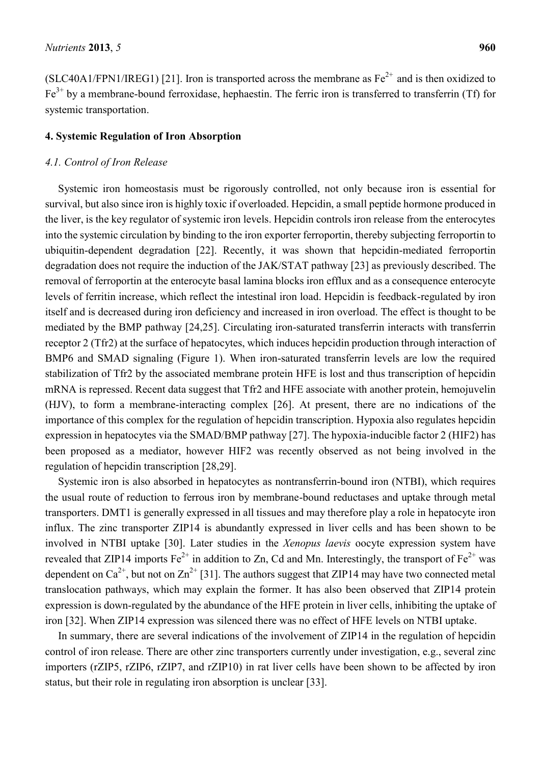(SLC40A1/FPN1/IREG1) [21]. Iron is transported across the membrane as $Fe^{2+}$ and is then oxidized to $Fe^{3+}$ by a membrane-bound ferroxidase, hephaestin. The ferric iron is transferred to transferrin (Tf) for systemic transportation.

## 4. Systemic Regulation of Iron Absorption

### *4.1. Control of Iron Release*

Systemic iron homeostasis must be rigorously controlled, not only because iron is essential for survival, but also since iron is highly toxic if overloaded. Hepcidin, a small peptide hormone produced in the liver, is the key regulator of systemic iron levels. Hepcidin controls iron release from the enterocytes into the systemic circulation by binding to the iron exporter ferroportin, thereby subjecting ferroportin to ubiquitin-dependent degradation [22]. Recently, it was shown that hepcidin-mediated ferroportin degradation does not require the induction of the JAK/STAT pathway [23] as previously described. The removal of ferroportin at the enterocyte basal lamina blocks iron efflux and as a consequence enterocyte levels of ferritin increase, which reflect the intestinal iron load. Hepcidin is feedback-regulated by iron itself and is decreased during iron deficiency and increased in iron overload. The effect is thought to be mediated by the BMP pathway [24,25]. Circulating iron-saturated transferrin interacts with transferrin receptor 2 (Tfr2) at the surface of hepatocytes, which induces hepcidin production through interaction of BMP6 and SMAD signaling (Figure 1). When iron-saturated transferrin levels are low the required stabilization of Tfr2 by the associated membrane protein HFE is lost and thus transcription of hepcidin mRNA is repressed. Recent data suggest that Tfr2 and HFE associate with another protein, hemojuvelin (HJV), to form a membrane-interacting complex [26]. At present, there are no indications of the importance of this complex for the regulation of hepcidin transcription. Hypoxia also regulates hepcidin expression in hepatocytes via the SMAD/BMP pathway [27]. The hypoxia-inducible factor 2 (HIF2) has been proposed as a mediator, however HIF2 was recently observed as not being involved in the regulation of hepcidin transcription [28,29].

Systemic iron is also absorbed in hepatocytes as nontransferrin-bound iron (NTBI), which requires the usual route of reduction to ferrous iron by membrane-bound reductases and uptake through metal transporters. DMT1 is generally expressed in all tissues and may therefore play a role in hepatocyte iron influx. The zinc transporter ZIP14 is abundantly expressed in liver cells and has been shown to be involved in NTBI uptake [30]. Later studies in the *Xenopus laevis* oocyte expression system have revealed that ZIP14 imports $Fe^{2+}$ in addition to Zn, Cd and Mn. Interestingly, the transport of $Fe^{2+}$ was dependent on $Ca^{2+}$, but not on $Zn^{2+}$ [31]. The authors suggest that ZIP14 may have two connected metal translocation pathways, which may explain the former. It has also been observed that ZIP14 protein expression is down-regulated by the abundance of the HFE protein in liver cells, inhibiting the uptake of iron [32]. When ZIP14 expression was silenced there was no effect of HFE levels on NTBI uptake.

In summary, there are several indications of the involvement of ZIP14 in the regulation of hepcidin control of iron release. There are other zinc transporters currently under investigation, e.g., several zinc importers (rZIP5, rZIP6, rZIP7, and rZIP10) in rat liver cells have been shown to be affected by iron status, but their role in regulating iron absorption is unclear [33].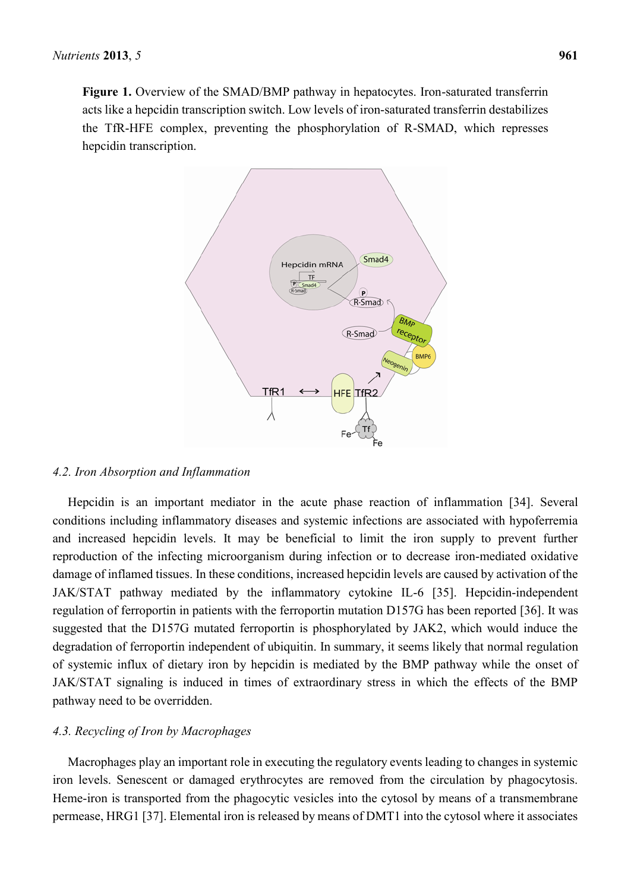**Figure 1.** Overview of the SMAD/BMP pathway in hepatocytes. Iron-saturated transferrin acts like a hepcidin transcription switch. Low levels of iron-saturated transferrin destabilizes the TfR-HFE complex, preventing the phosphorylation of R-SMAD, which represses hepcidin transcription.

### *4.2. Iron Absorption and Inflammation*

Hepcidin is an important mediator in the acute phase reaction of inflammation [34]. Several conditions including inflammatory diseases and systemic infections are associated with hypoferremia and increased hepcidin levels. It may be beneficial to limit the iron supply to prevent further reproduction of the infecting microorganism during infection or to decrease iron-mediated oxidative damage of inflamed tissues. In these conditions, increased hepcidin levels are caused by activation of the JAK/STAT pathway mediated by the inflammatory cytokine IL-6 [35]. Hepcidin-independent regulation of ferroportin in patients with the ferroportin mutation D157G has been reported [36]. It was suggested that the D157G mutated ferroportin is phosphorylated by JAK2, which would induce the degradation of ferroportin independent of ubiquitin. In summary, it seems likely that normal regulation of systemic influx of dietary iron by hepcidin is mediated by the BMP pathway while the onset of JAK/STAT signaling is induced in times of extraordinary stress in which the effects of the BMP pathway need to be overridden.

### *4.3. Recycling of Iron by Macrophages*

Macrophages play an important role in executing the regulatory events leading to changes in systemic iron levels. Senescent or damaged erythrocytes are removed from the circulation by phagocytosis. Heme-iron is transported from the phagocytic vesicles into the cytosol by means of a transmembrane permease, HRG1 [37]. Elemental iron is released by means of DMT1 into the cytosol where it associates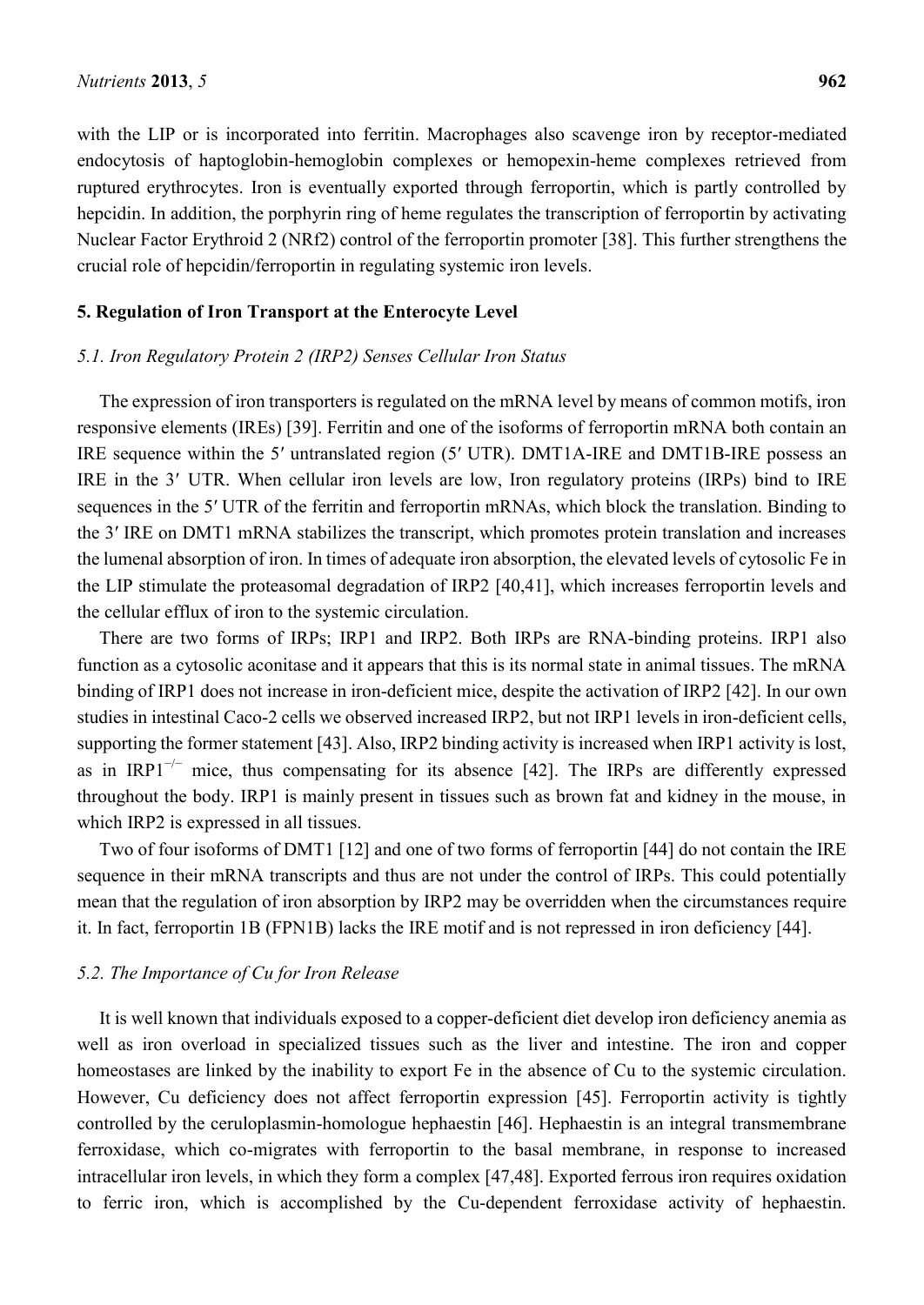with the LIP or is incorporated into ferritin. Macrophages also scavenge iron by receptor-mediated endocytosis of haptoglobin-hemoglobin complexes or hemopexin-heme complexes retrieved from ruptured erythrocytes. Iron is eventually exported through ferroportin, which is partly controlled by hepcidin. In addition, the porphyrin ring of heme regulates the transcription of ferroportin by activating Nuclear Factor Erythroid 2 (NRf2) control of the ferroportin promoter [38]. This further strengthens the crucial role of hepcidin/ferroportin in regulating systemic iron levels.

## 5. Regulation of Iron Transport at the Enterocyte Level

### *5.1. Iron Regulatory Protein 2 (IRP2) Senses Cellular Iron Status*

The expression of iron transporters is regulated on the mRNA level by means of common motifs, iron responsive elements (IREs) [39]. Ferritin and one of the isoforms of ferroportin mRNA both contain an IRE sequence within the 5′ untranslated region (5′ UTR). DMT1A-IRE and DMT1B-IRE possess an IRE in the 3′ UTR. When cellular iron levels are low, Iron regulatory proteins (IRPs) bind to IRE sequences in the 5′ UTR of the ferritin and ferroportin mRNAs, which block the translation. Binding to the 3′ IRE on DMT1 mRNA stabilizes the transcript, which promotes protein translation and increases the lumenal absorption of iron. In times of adequate iron absorption, the elevated levels of cytosolic Fe in the LIP stimulate the proteasomal degradation of IRP2 [40,41], which increases ferroportin levels and the cellular efflux of iron to the systemic circulation.

There are two forms of IRPs; IRP1 and IRP2. Both IRPs are RNA-binding proteins. IRP1 also function as a cytosolic aconitase and it appears that this is its normal state in animal tissues. The mRNA binding of IRP1 does not increase in iron-deficient mice, despite the activation of IRP2 [42]. In our own studies in intestinal Caco-2 cells we observed increased IRP2, but not IRP1 levels in iron-deficient cells, supporting the former statement [43]. Also, IRP2 binding activity is increased when IRP1 activity is lost, as in IRP1$^{-/-}$ mice, thus compensating for its absence [42]. The IRPs are differently expressed throughout the body. IRP1 is mainly present in tissues such as brown fat and kidney in the mouse, in which IRP2 is expressed in all tissues.

Two of four isoforms of DMT1 [12] and one of two forms of ferroportin [44] do not contain the IRE sequence in their mRNA transcripts and thus are not under the control of IRPs. This could potentially mean that the regulation of iron absorption by IRP2 may be overridden when the circumstances require it. In fact, ferroportin 1B (FPN1B) lacks the IRE motif and is not repressed in iron deficiency [44].

### *5.2. The Importance of Cu for Iron Release*

It is well known that individuals exposed to a copper-deficient diet develop iron deficiency anemia as well as iron overload in specialized tissues such as the liver and intestine. The iron and copper homeostases are linked by the inability to export Fe in the absence of Cu to the systemic circulation. However, Cu deficiency does not affect ferroportin expression [45]. Ferroportin activity is tightly controlled by the ceruloplasmin-homologue hephaestin [46]. Hephaestin is an integral transmembrane ferroxidase, which co-migrates with ferroportin to the basal membrane, in response to increased intracellular iron levels, in which they form a complex [47,48]. Exported ferrous iron requires oxidation to ferric iron, which is accomplished by the Cu-dependent ferroxidase activity of hephaestin.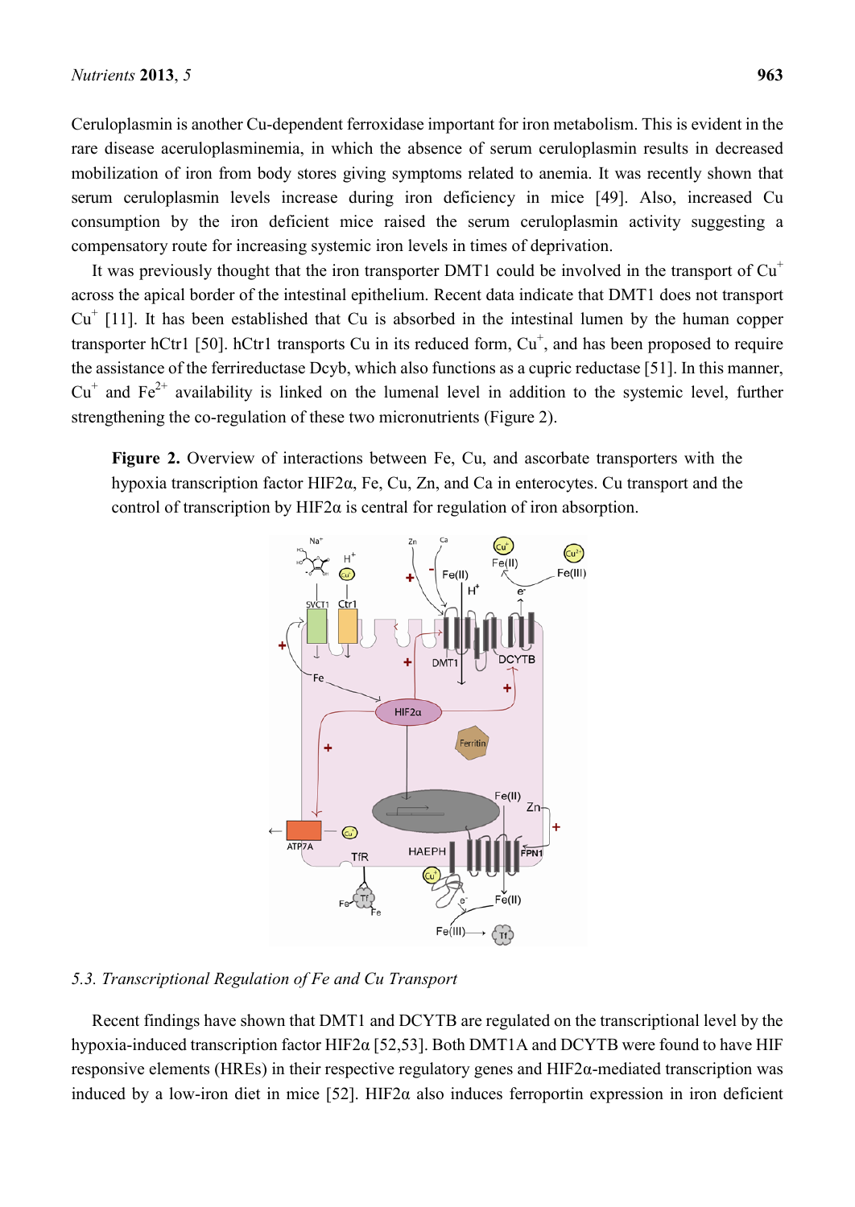Ceruloplasmin is another Cu-dependent ferroxidase important for iron metabolism. This is evident in the rare disease aceruloplasminemia, in which the absence of serum ceruloplasmin results in decreased mobilization of iron from body stores giving symptoms related to anemia. It was recently shown that serum ceruloplasmin levels increase during iron deficiency in mice [49]. Also, increased Cu consumption by the iron deficient mice raised the serum ceruloplasmin activity suggesting a compensatory route for increasing systemic iron levels in times of deprivation.

It was previously thought that the iron transporter DMT1 could be involved in the transport of $Cu^+$ across the apical border of the intestinal epithelium. Recent data indicate that DMT1 does not transport $Cu^+$ [11]. It has been established that Cu is absorbed in the intestinal lumen by the human copper transporter hCtr1 [50]. hCtr1 transports Cu in its reduced form, $Cu^+$, and has been proposed to require the assistance of the ferrireductase Dcyb, which also functions as a cupric reductase [51]. In this manner, $Cu^+$ and $Fe^{2+}$ availability is linked on the lumenal level in addition to the systemic level, further strengthening the co-regulation of these two micronutrients (Figure 2).

**Figure 2.** Overview of interactions between Fe, Cu, and ascorbate transporters with the hypoxia transcription factor HIF2α, Fe, Cu, Zn, and Ca in enterocytes. Cu transport and the control of transcription by HIF2α is central for regulation of iron absorption.

### *5.3. Transcriptional Regulation of Fe and Cu Transport*

Recent findings have shown that DMT1 and DCYTB are regulated on the transcriptional level by the hypoxia-induced transcription factor HIF2α [52,53]. Both DMT1A and DCYTB were found to have HIF responsive elements (HREs) in their respective regulatory genes and HIF2α-mediated transcription was induced by a low-iron diet in mice [52]. HIF2α also induces ferroportin expression in iron deficient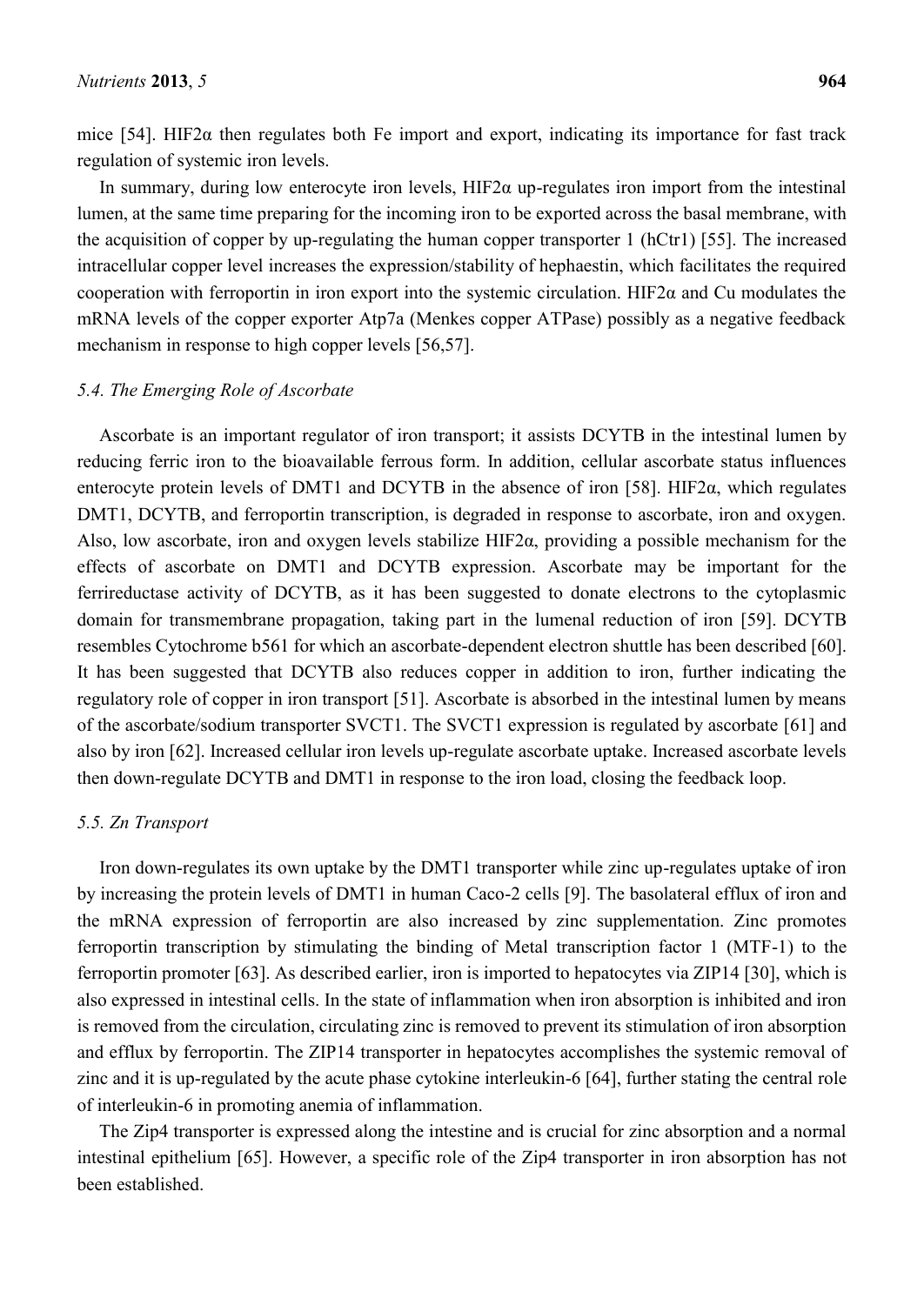mice [54]. HIF2α then regulates both Fe import and export, indicating its importance for fast track regulation of systemic iron levels.

In summary, during low enterocyte iron levels, HIF2α up-regulates iron import from the intestinal lumen, at the same time preparing for the incoming iron to be exported across the basal membrane, with the acquisition of copper by up-regulating the human copper transporter 1 (hCtr1) [55]. The increased intracellular copper level increases the expression/stability of hephaestin, which facilitates the required cooperation with ferroportin in iron export into the systemic circulation. HIF2α and Cu modulates the mRNA levels of the copper exporter Atp7a (Menkes copper ATPase) possibly as a negative feedback mechanism in response to high copper levels [56,57].

### *5.4. The Emerging Role of Ascorbate*

Ascorbate is an important regulator of iron transport; it assists DCYTB in the intestinal lumen by reducing ferric iron to the bioavailable ferrous form. In addition, cellular ascorbate status influences enterocyte protein levels of DMT1 and DCYTB in the absence of iron [58]. HIF2α, which regulates DMT1, DCYTB, and ferroportin transcription, is degraded in response to ascorbate, iron and oxygen. Also, low ascorbate, iron and oxygen levels stabilize HIF2α, providing a possible mechanism for the effects of ascorbate on DMT1 and DCYTB expression. Ascorbate may be important for the ferrireductase activity of DCYTB, as it has been suggested to donate electrons to the cytoplasmic domain for transmembrane propagation, taking part in the lumenal reduction of iron [59]. DCYTB resembles Cytochrome b561 for which an ascorbate-dependent electron shuttle has been described [60]. It has been suggested that DCYTB also reduces copper in addition to iron, further indicating the regulatory role of copper in iron transport [51]. Ascorbate is absorbed in the intestinal lumen by means of the ascorbate/sodium transporter SVCT1. The SVCT1 expression is regulated by ascorbate [61] and also by iron [62]. Increased cellular iron levels up-regulate ascorbate uptake. Increased ascorbate levels then down-regulate DCYTB and DMT1 in response to the iron load, closing the feedback loop.

### *5.5. Zn Transport*

Iron down-regulates its own uptake by the DMT1 transporter while zinc up-regulates uptake of iron by increasing the protein levels of DMT1 in human Caco-2 cells [9]. The basolateral efflux of iron and the mRNA expression of ferroportin are also increased by zinc supplementation. Zinc promotes ferroportin transcription by stimulating the binding of Metal transcription factor 1 (MTF-1) to the ferroportin promoter [63]. As described earlier, iron is imported to hepatocytes via ZIP14 [30], which is also expressed in intestinal cells. In the state of inflammation when iron absorption is inhibited and iron is removed from the circulation, circulating zinc is removed to prevent its stimulation of iron absorption and efflux by ferroportin. The ZIP14 transporter in hepatocytes accomplishes the systemic removal of zinc and it is up-regulated by the acute phase cytokine interleukin-6 [64], further stating the central role of interleukin-6 in promoting anemia of inflammation.

The Zip4 transporter is expressed along the intestine and is crucial for zinc absorption and a normal intestinal epithelium [65]. However, a specific role of the Zip4 transporter in iron absorption has not been established.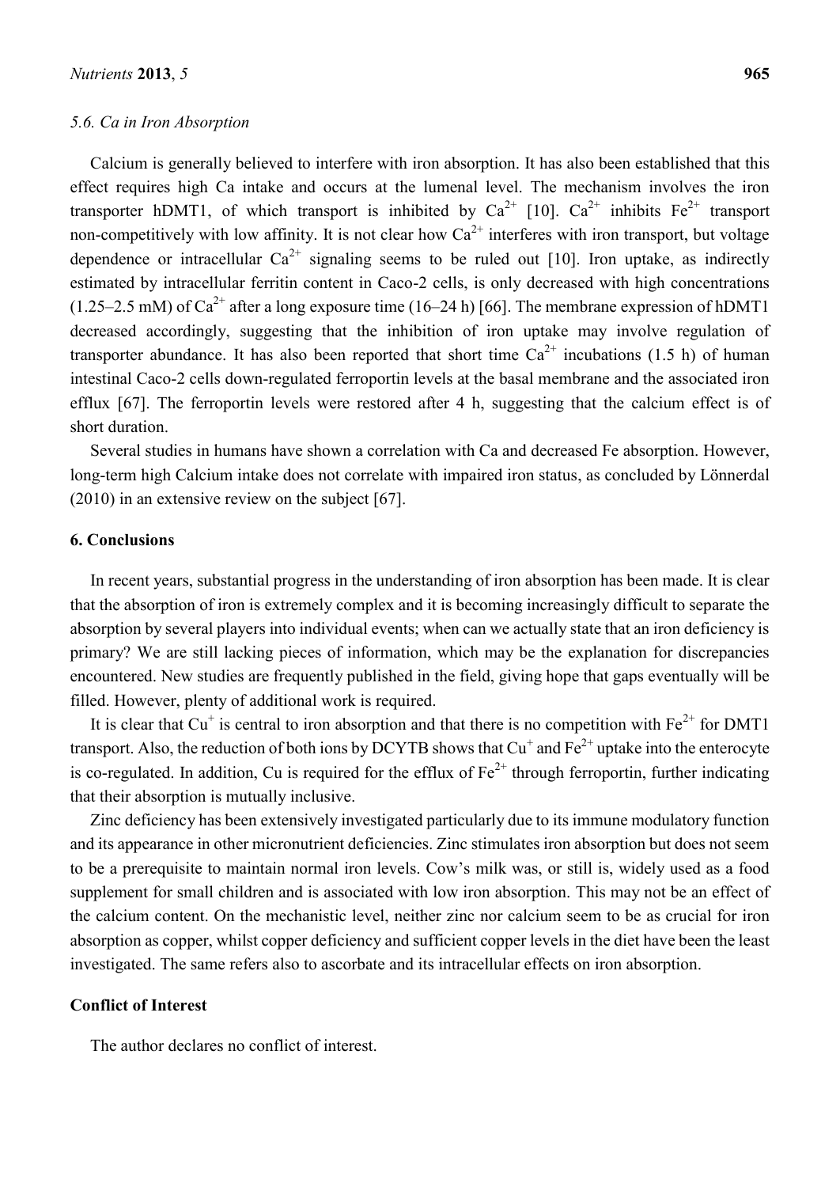### 5.6. Ca in Iron Absorption

Calcium is generally believed to interfere with iron absorption. It has also been established that this effect requires high Ca intake and occurs at the lumenal level. The mechanism involves the iron transporter hDMT1, of which transport is inhibited by $Ca^{2+}$ [10]. $Ca^{2+}$ inhibits $Fe^{2+}$ transport non-competitively with low affinity. It is not clear how $Ca^{2+}$ interferes with iron transport, but voltage dependence or intracellular $Ca^{2+}$ signaling seems to be ruled out [10]. Iron uptake, as indirectly estimated by intracellular ferritin content in Caco-2 cells, is only decreased with high concentrations (1.25–2.5 mM) of $Ca^{2+}$ after a long exposure time (16–24 h) [66]. The membrane expression of hDMT1 decreased accordingly, suggesting that the inhibition of iron uptake may involve regulation of transporter abundance. It has also been reported that short time $Ca^{2+}$ incubations (1.5 h) of human intestinal Caco-2 cells down-regulated ferroportin levels at the basal membrane and the associated iron efflux [67]. The ferroportin levels were restored after 4 h, suggesting that the calcium effect is of short duration.

Several studies in humans have shown a correlation with Ca and decreased Fe absorption. However, long-term high Calcium intake does not correlate with impaired iron status, as concluded by Lönnerdal (2010) in an extensive review on the subject [67].

## 6. Conclusions

In recent years, substantial progress in the understanding of iron absorption has been made. It is clear that the absorption of iron is extremely complex and it is becoming increasingly difficult to separate the absorption by several players into individual events; when can we actually state that an iron deficiency is primary? We are still lacking pieces of information, which may be the explanation for discrepancies encountered. New studies are frequently published in the field, giving hope that gaps eventually will be filled. However, plenty of additional work is required.

It is clear that $Cu^{+}$ is central to iron absorption and that there is no competition with $Fe^{2+}$ for DMT1 transport. Also, the reduction of both ions by DCYTB shows that $Cu^{+}$ and $Fe^{2+}$ uptake into the enterocyte is co-regulated. In addition, Cu is required for the efflux of $Fe^{2+}$ through ferroportin, further indicating that their absorption is mutually inclusive.

Zinc deficiency has been extensively investigated particularly due to its immune modulatory function and its appearance in other micronutrient deficiencies. Zinc stimulates iron absorption but does not seem to be a prerequisite to maintain normal iron levels. Cow's milk was, or still is, widely used as a food supplement for small children and is associated with low iron absorption. This may not be an effect of the calcium content. On the mechanistic level, neither zinc nor calcium seem to be as crucial for iron absorption as copper, whilst copper deficiency and sufficient copper levels in the diet have been the least investigated. The same refers also to ascorbate and its intracellular effects on iron absorption.

## Conflict of Interest

The author declares no conflict of interest.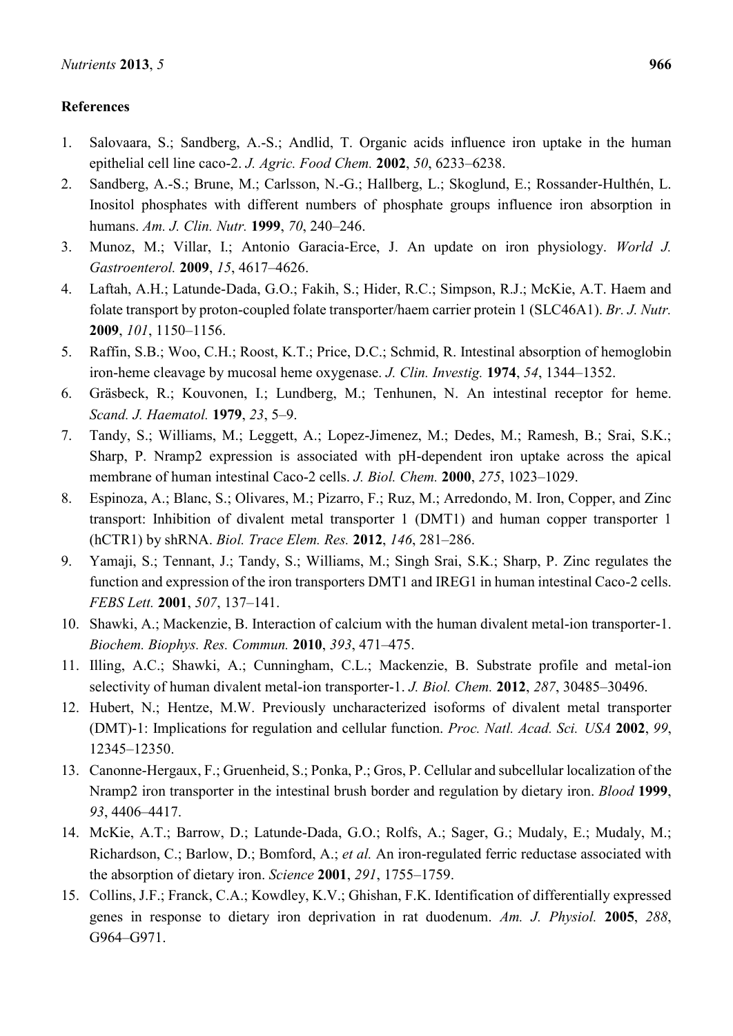## References

1. Salovaara, S.; Sandberg, A.-S.; Andlid, T. Organic acids influence iron uptake in the human epithelial cell line caco-2. *J. Agric. Food Chem.* **2002**, *50*, 6233–6238.
2. Sandberg, A.-S.; Brune, M.; Carlsson, N.-G.; Hallberg, L.; Skoglund, E.; Rossander-Hulthén, L. Inositol phosphates with different numbers of phosphate groups influence iron absorption in humans. *Am. J. Clin. Nutr.* **1999**, *70*, 240–246.
3. Munoz, M.; Villar, I.; Antonio Garacia-Erce, J. An update on iron physiology. *World J. Gastroenterol.* **2009**, *15*, 4617–4626.
4. Laftah, A.H.; Latunde-Dada, G.O.; Fakih, S.; Hider, R.C.; Simpson, R.J.; McKie, A.T. Haem and folate transport by proton-coupled folate transporter/haem carrier protein 1 (SLC46A1). *Br. J. Nutr.* **2009**, *101*, 1150–1156.
5. Raffin, S.B.; Woo, C.H.; Roost, K.T.; Price, D.C.; Schmid, R. Intestinal absorption of hemoglobin iron-heme cleavage by mucosal heme oxygenase. *J. Clin. Investig.* **1974**, *54*, 1344–1352.
6. Gräsbeck, R.; Kouvonen, I.; Lundberg, M.; Tenhunen, N. An intestinal receptor for heme. *Scand. J. Haematol.* **1979**, *23*, 5–9.
7. Tandy, S.; Williams, M.; Leggett, A.; Lopez-Jimenez, M.; Dedes, M.; Ramesh, B.; Srai, S.K.; Sharp, P. Nramp2 expression is associated with pH-dependent iron uptake across the apical membrane of human intestinal Caco-2 cells. *J. Biol. Chem.* **2000**, *275*, 1023–1029.
8. Espinoza, A.; Blanc, S.; Olivares, M.; Pizarro, F.; Ruz, M.; Arredondo, M. Iron, Copper, and Zinc transport: Inhibition of divalent metal transporter 1 (DMT1) and human copper transporter 1 (hCTR1) by shRNA. *Biol. Trace Elem. Res.* **2012**, *146*, 281–286.
9. Yamaji, S.; Tennant, J.; Tandy, S.; Williams, M.; Singh Srai, S.K.; Sharp, P. Zinc regulates the function and expression of the iron transporters DMT1 and IREG1 in human intestinal Caco-2 cells. *FEBS Lett.* **2001**, *507*, 137–141.
10. Shawki, A.; Mackenzie, B. Interaction of calcium with the human divalent metal-ion transporter-1. *Biochem. Biophys. Res. Commun.* **2010**, *393*, 471–475.
11. Illing, A.C.; Shawki, A.; Cunningham, C.L.; Mackenzie, B. Substrate profile and metal-ion selectivity of human divalent metal-ion transporter-1. *J. Biol. Chem.* **2012**, *287*, 30485–30496.
12. Hubert, N.; Hentze, M.W. Previously uncharacterized isoforms of divalent metal transporter (DMT)-1: Implications for regulation and cellular function. *Proc. Natl. Acad. Sci. USA* **2002**, *99*, 12345–12350.
13. Canonne-Hergaux, F.; Gruenheid, S.; Ponka, P.; Gros, P. Cellular and subcellular localization of the Nramp2 iron transporter in the intestinal brush border and regulation by dietary iron. *Blood* **1999**, *93*, 4406–4417.
14. McKie, A.T.; Barrow, D.; Latunde-Dada, G.O.; Rolfs, A.; Sager, G.; Mudaly, E.; Mudaly, M.; Richardson, C.; Barlow, D.; Bomford, A.; *et al.* An iron-regulated ferric reductase associated with the absorption of dietary iron. *Science* **2001**, *291*, 1755–1759.
15. Collins, J.F.; Franck, C.A.; Kowdley, K.V.; Ghishan, F.K. Identification of differentially expressed genes in response to dietary iron deprivation in rat duodenum. *Am. J. Physiol.* **2005**, *288*, G964–G971.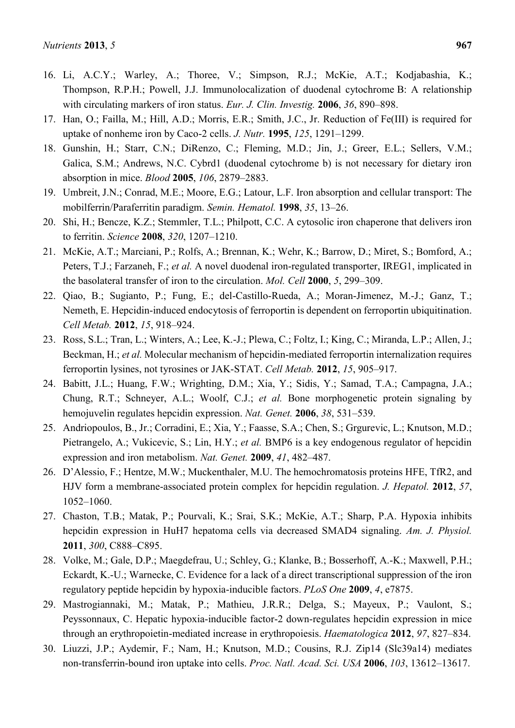16. Li, A.C.Y.; Warley, A.; Thoree, V.; Simpson, R.J.; McKie, A.T.; Kodjabashia, K.; Thompson, R.P.H.; Powell, J.J. Immunolocalization of duodenal cytochrome B: A relationship with circulating markers of iron status. *Eur. J. Clin. Investig.* **2006**, *36*, 890–898.
17. Han, O.; Failla, M.; Hill, A.D.; Morris, E.R.; Smith, J.C., Jr. Reduction of Fe(III) is required for uptake of nonheme iron by Caco-2 cells. *J. Nutr.* **1995**, *125*, 1291–1299.
18. Gunshin, H.; Starr, C.N.; DiRenzo, C.; Fleming, M.D.; Jin, J.; Greer, E.L.; Sellers, V.M.; Galica, S.M.; Andrews, N.C. Cybrd1 (duodenal cytochrome b) is not necessary for dietary iron absorption in mice. *Blood* **2005**, *106*, 2879–2883.
19. Umbreit, J.N.; Conrad, M.E.; Moore, E.G.; Latour, L.F. Iron absorption and cellular transport: The mobilferrin/Paraferritin paradigm. *Semin. Hematol.* **1998**, *35*, 13–26.
20. Shi, H.; Bencze, K.Z.; Stemmler, T.L.; Philpott, C.C. A cytosolic iron chaperone that delivers iron to ferritin. *Science* **2008**, *320*, 1207–1210.
21. McKie, A.T.; Marciani, P.; Rolfs, A.; Brennan, K.; Wehr, K.; Barrow, D.; Miret, S.; Bomford, A.; Peters, T.J.; Farzaneh, F.; *et al.* A novel duodenal iron-regulated transporter, IREG1, implicated in the basolateral transfer of iron to the circulation. *Mol. Cell* **2000**, *5*, 299–309.
22. Qiao, B.; Sugianto, P.; Fung, E.; del-Castillo-Rueda, A.; Moran-Jimenez, M.-J.; Ganz, T.; Nemeth, E. Hepcidin-induced endocytosis of ferroportin is dependent on ferroportin ubiquitination. *Cell Metab.* **2012**, *15*, 918–924.
23. Ross, S.L.; Tran, L.; Winters, A.; Lee, K.-J.; Plewa, C.; Foltz, I.; King, C.; Miranda, L.P.; Allen, J.; Beckman, H.; *et al.* Molecular mechanism of hepcidin-mediated ferroportin internalization requires ferroportin lysines, not tyrosines or JAK-STAT. *Cell Metab.* **2012**, *15*, 905–917.
24. Babitt, J.L.; Huang, F.W.; Wrighting, D.M.; Xia, Y.; Sidis, Y.; Samad, T.A.; Campagna, J.A.; Chung, R.T.; Schneyer, A.L.; Woolf, C.J.; *et al.* Bone morphogenetic protein signaling by hemojuvelin regulates hepcidin expression. *Nat. Genet.* **2006**, *38*, 531–539.
25. Andriopoulos, B., Jr.; Corradini, E.; Xia, Y.; Faasse, S.A.; Chen, S.; Grgurevic, L.; Knutson, M.D.; Pietrangelo, A.; Vukicevic, S.; Lin, H.Y.; *et al.* BMP6 is a key endogenous regulator of hepcidin expression and iron metabolism. *Nat. Genet.* **2009**, *41*, 482–487.
26. D'Alessio, F.; Hentze, M.W.; Muckenthaler, M.U. The hemochromatosis proteins HFE, TfR2, and HJV form a membrane-associated protein complex for hepcidin regulation. *J. Hepatol.* **2012**, *57*, 1052–1060.
27. Chaston, T.B.; Matak, P.; Pourvali, K.; Srai, S.K.; McKie, A.T.; Sharp, P.A. Hypoxia inhibits hepcidin expression in HuH7 hepatoma cells via decreased SMAD4 signaling. *Am. J. Physiol.* **2011**, *300*, C888–C895.
28. Volke, M.; Gale, D.P.; Maegdefrau, U.; Schley, G.; Klanke, B.; Bosserhoff, A.-K.; Maxwell, P.H.; Eckardt, K.-U.; Warnecke, C. Evidence for a lack of a direct transcriptional suppression of the iron regulatory peptide hepcidin by hypoxia-inducible factors. *PLoS One* **2009**, *4*, e7875.
29. Mastrogiannaki, M.; Matak, P.; Mathieu, J.R.R.; Delga, S.; Mayeux, P.; Vaulont, S.; Peyssonnaux, C. Hepatic hypoxia-inducible factor-2 down-regulates hepcidin expression in mice through an erythropoietin-mediated increase in erythropoiesis. *Haematologica* **2012**, *97*, 827–834.
30. Liuzzi, J.P.; Aydemir, F.; Nam, H.; Knutson, M.D.; Cousins, R.J. Zip14 (Slc39a14) mediates non-transferrin-bound iron uptake into cells. *Proc. Natl. Acad. Sci. USA* **2006**, *103*, 13612–13617.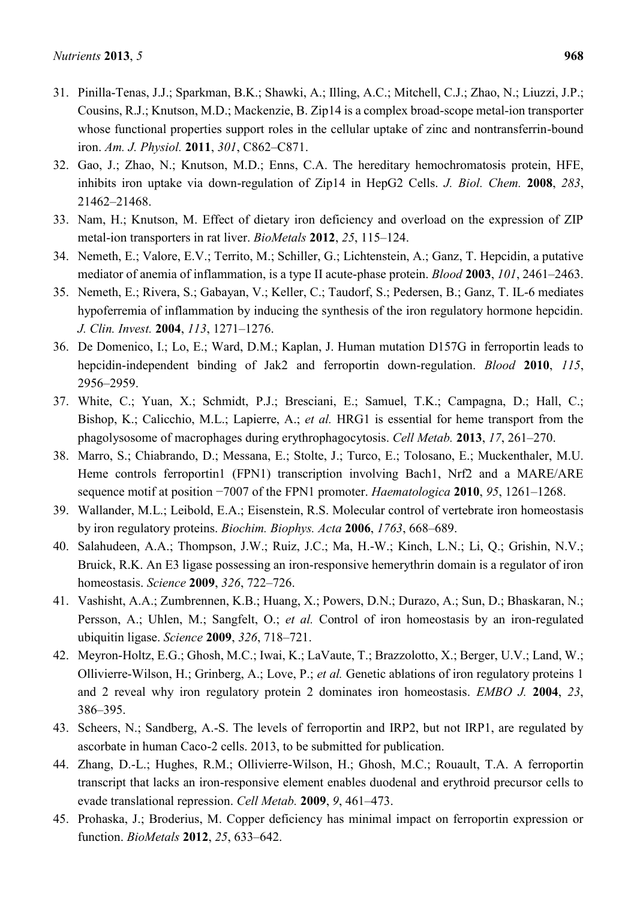31. Pinilla-Tenas, J.J.; Sparkman, B.K.; Shawki, A.; Illing, A.C.; Mitchell, C.J.; Zhao, N.; Liuzzi, J.P.; Cousins, R.J.; Knutson, M.D.; Mackenzie, B. Zip14 is a complex broad-scope metal-ion transporter whose functional properties support roles in the cellular uptake of zinc and nontransferrin-bound iron. *Am. J. Physiol.* **2011**, *301*, C862–C871.
32. Gao, J.; Zhao, N.; Knutson, M.D.; Enns, C.A. The hereditary hemochromatosis protein, HFE, inhibits iron uptake via down-regulation of Zip14 in HepG2 Cells. *J. Biol. Chem.* **2008**, *283*, 21462–21468.
33. Nam, H.; Knutson, M. Effect of dietary iron deficiency and overload on the expression of ZIP metal-ion transporters in rat liver. *BioMetals* **2012**, *25*, 115–124.
34. Nemeth, E.; Valore, E.V.; Territo, M.; Schiller, G.; Lichtenstein, A.; Ganz, T. Hepcidin, a putative mediator of anemia of inflammation, is a type II acute-phase protein. *Blood* **2003**, *101*, 2461–2463.
35. Nemeth, E.; Rivera, S.; Gabayan, V.; Keller, C.; Taudorf, S.; Pedersen, B.; Ganz, T. IL-6 mediates hypoferremia of inflammation by inducing the synthesis of the iron regulatory hormone hepcidin. *J. Clin. Invest.* **2004**, *113*, 1271–1276.
36. De Domenico, I.; Lo, E.; Ward, D.M.; Kaplan, J. Human mutation D157G in ferroportin leads to hepcidin-independent binding of Jak2 and ferroportin down-regulation. *Blood* **2010**, *115*, 2956–2959.
37. White, C.; Yuan, X.; Schmidt, P.J.; Bresciani, E.; Samuel, T.K.; Campagna, D.; Hall, C.; Bishop, K.; Calicchio, M.L.; Lapierre, A.; *et al.* HRG1 is essential for heme transport from the phagolysosome of macrophages during erythrophagocytosis. *Cell Metab.* **2013**, *17*, 261–270.
38. Marro, S.; Chiabrando, D.; Messana, E.; Stolte, J.; Turco, E.; Tolosano, E.; Muckenthaler, M.U. Heme controls ferroportin1 (FPN1) transcription involving Bach1, Nrf2 and a MARE/ARE sequence motif at position −7007 of the FPN1 promoter. *Haematologica* **2010**, *95*, 1261–1268.
39. Wallander, M.L.; Leibold, E.A.; Eisenstein, R.S. Molecular control of vertebrate iron homeostasis by iron regulatory proteins. *Biochim. Biophys. Acta* **2006**, *1763*, 668–689.
40. Salahudeen, A.A.; Thompson, J.W.; Ruiz, J.C.; Ma, H.-W.; Kinch, L.N.; Li, Q.; Grishin, N.V.; Bruick, R.K. An E3 ligase possessing an iron-responsive hemerythrin domain is a regulator of iron homeostasis. *Science* **2009**, *326*, 722–726.
41. Vashisht, A.A.; Zumbrennen, K.B.; Huang, X.; Powers, D.N.; Durazo, A.; Sun, D.; Bhaskaran, N.; Persson, A.; Uhlen, M.; Sangfelt, O.; *et al.* Control of iron homeostasis by an iron-regulated ubiquitin ligase. *Science* **2009**, *326*, 718–721.
42. Meyron-Holtz, E.G.; Ghosh, M.C.; Iwai, K.; LaVaute, T.; Brazzolotto, X.; Berger, U.V.; Land, W.; Ollivierre-Wilson, H.; Grinberg, A.; Love, P.; *et al.* Genetic ablations of iron regulatory proteins 1 and 2 reveal why iron regulatory protein 2 dominates iron homeostasis. *EMBO J.* **2004**, *23*, 386–395.
43. Scheers, N.; Sandberg, A.-S. The levels of ferroportin and IRP2, but not IRP1, are regulated by ascorbate in human Caco-2 cells. 2013, to be submitted for publication.
44. Zhang, D.-L.; Hughes, R.M.; Ollivierre-Wilson, H.; Ghosh, M.C.; Rouault, T.A. A ferroportin transcript that lacks an iron-responsive element enables duodenal and erythroid precursor cells to evade translational repression. *Cell Metab.* **2009**, *9*, 461–473.
45. Prohaska, J.; Broderius, M. Copper deficiency has minimal impact on ferroportin expression or function. *BioMetals* **2012**, *25*, 633–642.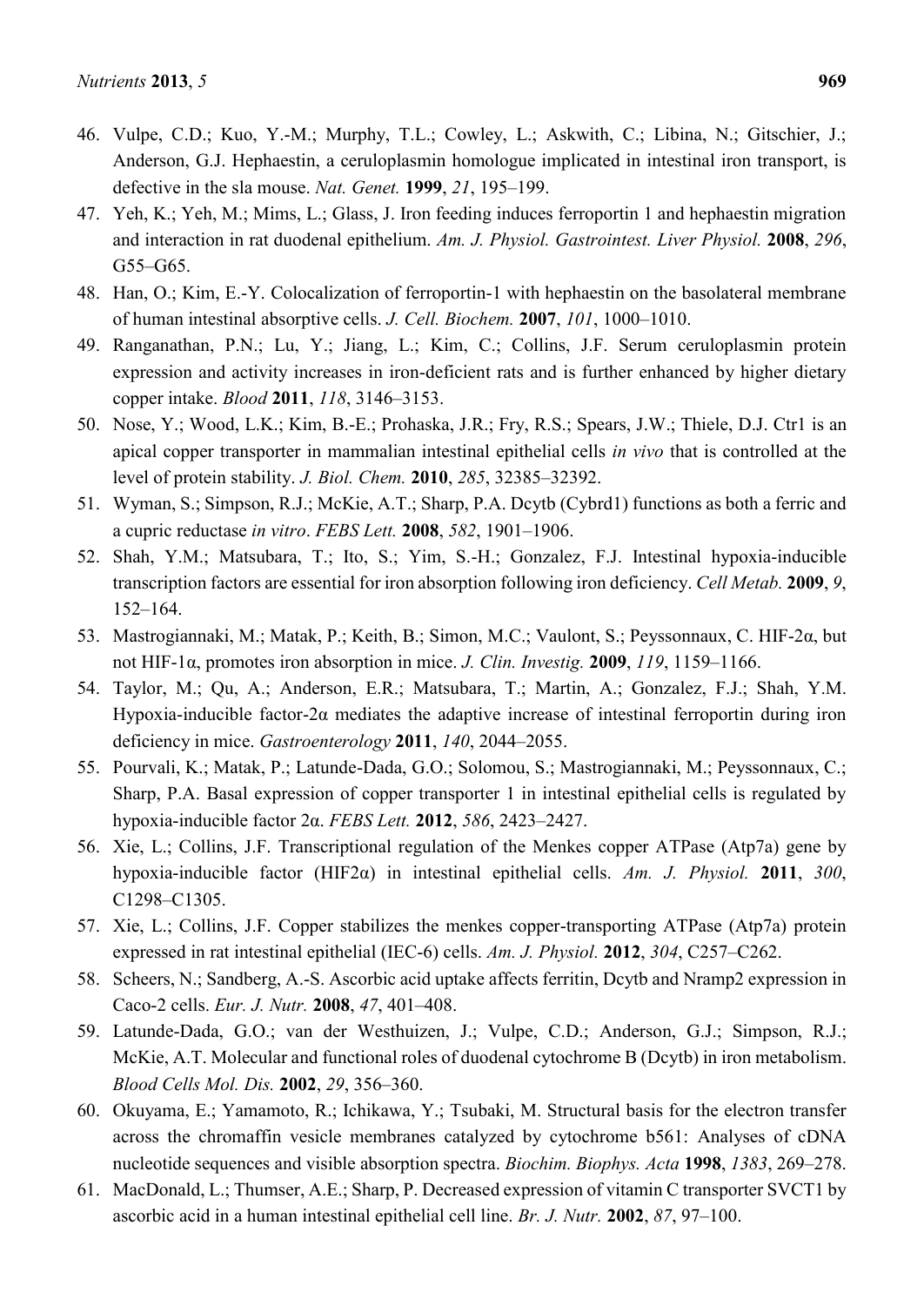46. Vulpe, C.D.; Kuo, Y.-M.; Murphy, T.L.; Cowley, L.; Askwith, C.; Libina, N.; Gitschier, J.; Anderson, G.J. Hephaestin, a ceruloplasmin homologue implicated in intestinal iron transport, is defective in the sla mouse. *Nat. Genet.* **1999**, *21*, 195–199.
47. Yeh, K.; Yeh, M.; Mims, L.; Glass, J. Iron feeding induces ferroportin 1 and hephaestin migration and interaction in rat duodenal epithelium. *Am. J. Physiol. Gastrointest. Liver Physiol.* **2008**, *296*, G55–G65.
48. Han, O.; Kim, E.-Y. Colocalization of ferroportin-1 with hephaestin on the basolateral membrane of human intestinal absorptive cells. *J. Cell. Biochem.* **2007**, *101*, 1000–1010.
49. Ranganathan, P.N.; Lu, Y.; Jiang, L.; Kim, C.; Collins, J.F. Serum ceruloplasmin protein expression and activity increases in iron-deficient rats and is further enhanced by higher dietary copper intake. *Blood* **2011**, *118*, 3146–3153.
50. Nose, Y.; Wood, L.K.; Kim, B.-E.; Prohaska, J.R.; Fry, R.S.; Spears, J.W.; Thiele, D.J. Ctr1 is an apical copper transporter in mammalian intestinal epithelial cells *in vivo* that is controlled at the level of protein stability. *J. Biol. Chem.* **2010**, *285*, 32385–32392.
51. Wyman, S.; Simpson, R.J.; McKie, A.T.; Sharp, P.A. Dcytb (Cybrd1) functions as both a ferric and a cupric reductase *in vitro*. *FEBS Lett.* **2008**, *582*, 1901–1906.
52. Shah, Y.M.; Matsubara, T.; Ito, S.; Yim, S.-H.; Gonzalez, F.J. Intestinal hypoxia-inducible transcription factors are essential for iron absorption following iron deficiency. *Cell Metab.* **2009**, *9*, 152–164.
53. Mastrogiannaki, M.; Matak, P.; Keith, B.; Simon, M.C.; Vaulont, S.; Peyssonnaux, C. HIF-2α, but not HIF-1α, promotes iron absorption in mice. *J. Clin. Investig.* **2009**, *119*, 1159–1166.
54. Taylor, M.; Qu, A.; Anderson, E.R.; Matsubara, T.; Martin, A.; Gonzalez, F.J.; Shah, Y.M. Hypoxia-inducible factor-2α mediates the adaptive increase of intestinal ferroportin during iron deficiency in mice. *Gastroenterology* **2011**, *140*, 2044–2055.
55. Pourvali, K.; Matak, P.; Latunde-Dada, G.O.; Solomou, S.; Mastrogiannaki, M.; Peyssonnaux, C.; Sharp, P.A. Basal expression of copper transporter 1 in intestinal epithelial cells is regulated by hypoxia-inducible factor 2α. *FEBS Lett.* **2012**, *586*, 2423–2427.
56. Xie, L.; Collins, J.F. Transcriptional regulation of the Menkes copper ATPase (Atp7a) gene by hypoxia-inducible factor (HIF2α) in intestinal epithelial cells. *Am. J. Physiol.* **2011**, *300*, C1298–C1305.
57. Xie, L.; Collins, J.F. Copper stabilizes the menkes copper-transporting ATPase (Atp7a) protein expressed in rat intestinal epithelial (IEC-6) cells. *Am. J. Physiol.* **2012**, *304*, C257–C262.
58. Scheers, N.; Sandberg, A.-S. Ascorbic acid uptake affects ferritin, Dcytb and Nramp2 expression in Caco-2 cells. *Eur. J. Nutr.* **2008**, *47*, 401–408.
59. Latunde-Dada, G.O.; van der Westhuizen, J.; Vulpe, C.D.; Anderson, G.J.; Simpson, R.J.; McKie, A.T. Molecular and functional roles of duodenal cytochrome B (Dcytb) in iron metabolism. *Blood Cells Mol. Dis.* **2002**, *29*, 356–360.
60. Okuyama, E.; Yamamoto, R.; Ichikawa, Y.; Tsubaki, M. Structural basis for the electron transfer across the chromaffin vesicle membranes catalyzed by cytochrome b561: Analyses of cDNA nucleotide sequences and visible absorption spectra. *Biochim. Biophys. Acta* **1998**, *1383*, 269–278.
61. MacDonald, L.; Thumser, A.E.; Sharp, P. Decreased expression of vitamin C transporter SVCT1 by ascorbic acid in a human intestinal epithelial cell line. *Br. J. Nutr.* **2002**, *87*, 97–100.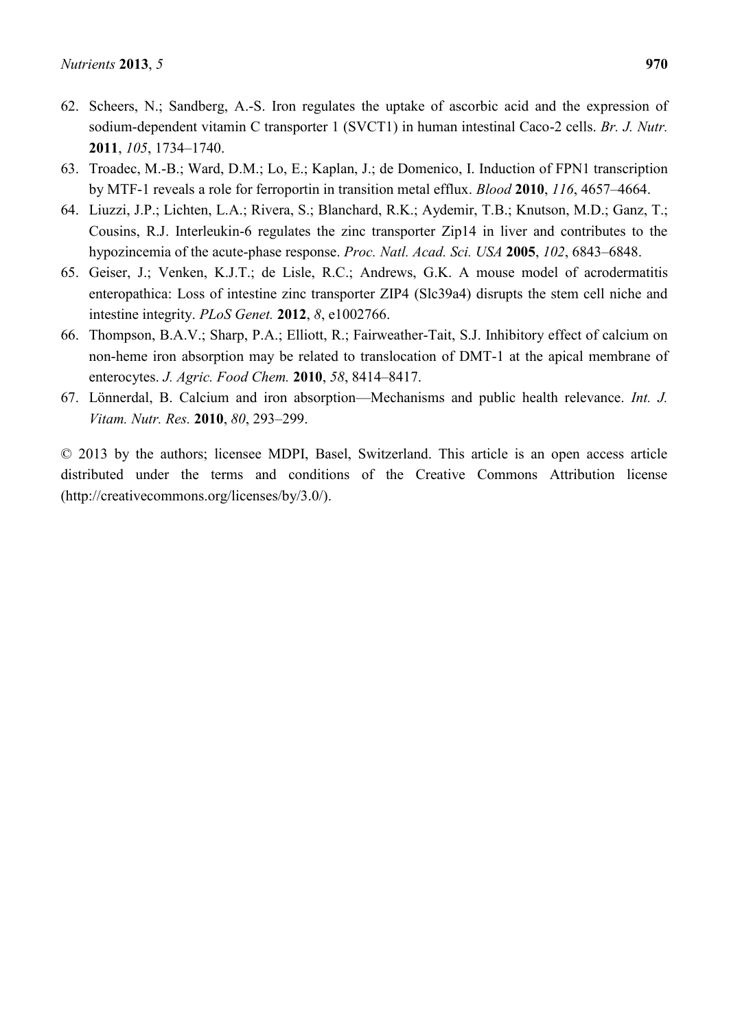62. Scheers, N.; Sandberg, A.-S. Iron regulates the uptake of ascorbic acid and the expression of sodium-dependent vitamin C transporter 1 (SVCT1) in human intestinal Caco-2 cells. *Br. J. Nutr.* **2011**, *105*, 1734–1740.
63. Troadec, M.-B.; Ward, D.M.; Lo, E.; Kaplan, J.; de Domenico, I. Induction of FPN1 transcription by MTF-1 reveals a role for ferroportin in transition metal efflux. *Blood* **2010**, *116*, 4657–4664.
64. Liuzzi, J.P.; Lichten, L.A.; Rivera, S.; Blanchard, R.K.; Aydemir, T.B.; Knutson, M.D.; Ganz, T.; Cousins, R.J. Interleukin-6 regulates the zinc transporter Zip14 in liver and contributes to the hypozincemia of the acute-phase response. *Proc. Natl. Acad. Sci. USA* **2005**, *102*, 6843–6848.
65. Geiser, J.; Venken, K.J.T.; de Lisle, R.C.; Andrews, G.K. A mouse model of acrodermatitis enteropathica: Loss of intestine zinc transporter ZIP4 (Slc39a4) disrupts the stem cell niche and intestine integrity. *PLoS Genet.* **2012**, *8*, e1002766.
66. Thompson, B.A.V.; Sharp, P.A.; Elliott, R.; Fairweather-Tait, S.J. Inhibitory effect of calcium on non-heme iron absorption may be related to translocation of DMT-1 at the apical membrane of enterocytes. *J. Agric. Food Chem.* **2010**, *58*, 8414–8417.
67. Lönnerdal, B. Calcium and iron absorption—Mechanisms and public health relevance. *Int. J. Vitam. Nutr. Res.* **2010**, *80*, 293–299.

© 2013 by the authors; licensee MDPI, Basel, Switzerland. This article is an open access article distributed under the terms and conditions of the Creative Commons Attribution license (http://creativecommons.org/licenses/by/3.0/).